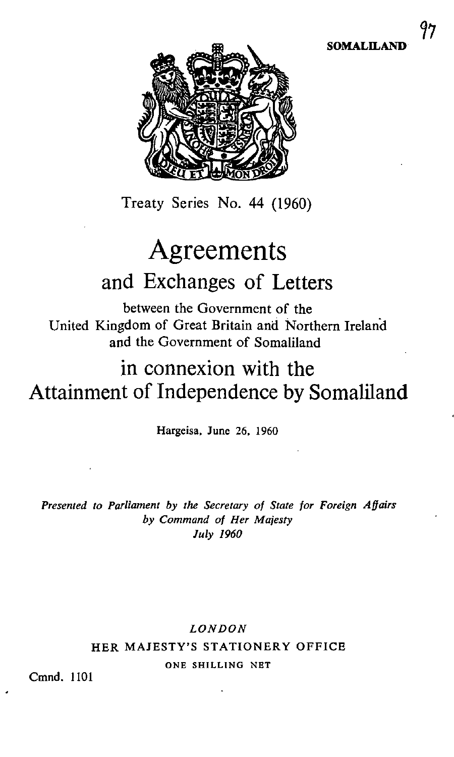SOMALILAND

Treaty Series No. 44 (1960)

# Agreements

## and Exchanges of Letters

between the Government of the
United Kingdom of Great Britain and Northern Ireland
and the Government of Somaliland

## in connexion with the Attainment of Independence by Somaliland

Hargeisa, June 26, 1960

*Presented to Parliament by the Secretary of State for Foreign Affairs*
*by Command of Her Majesty*
*July 1960*

*LONDON*
HER MAJESTY'S STATIONERY OFFICE
ONE SHILLING NET

Cmnd. 1101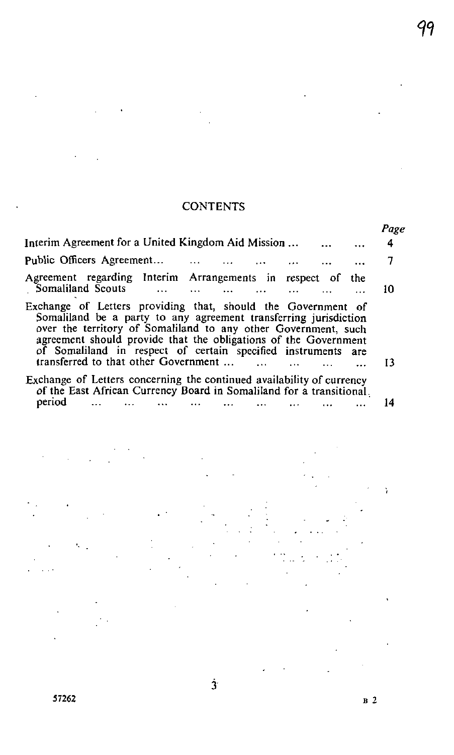## CONTENTS

| | Page |
|---|---|
| Interim Agreement for a United Kingdom Aid Mission ... ... ... | 4 |
| Public Officers Agreement... ... ... ... ... ... ... | 7 |
| Agreement regarding Interim Arrangements in respect of the Somaliland Scouts ... ... ... ... ... ... ... | 10 |
| Exchange of Letters providing that, should the Government of Somaliland be a party to any agreement transferring jurisdiction over the territory of Somaliland to any other Government, such agreement should provide that the obligations of the Government of Somaliland in respect of certain specified instruments are transferred to that other Government ... ... ... ... ... | 13 |
| Exchange of Letters concerning the continued availability of currency of the East African Currency Board in Somaliland for a transitional period ... ... ... ... ... ... ... ... ... | 14 |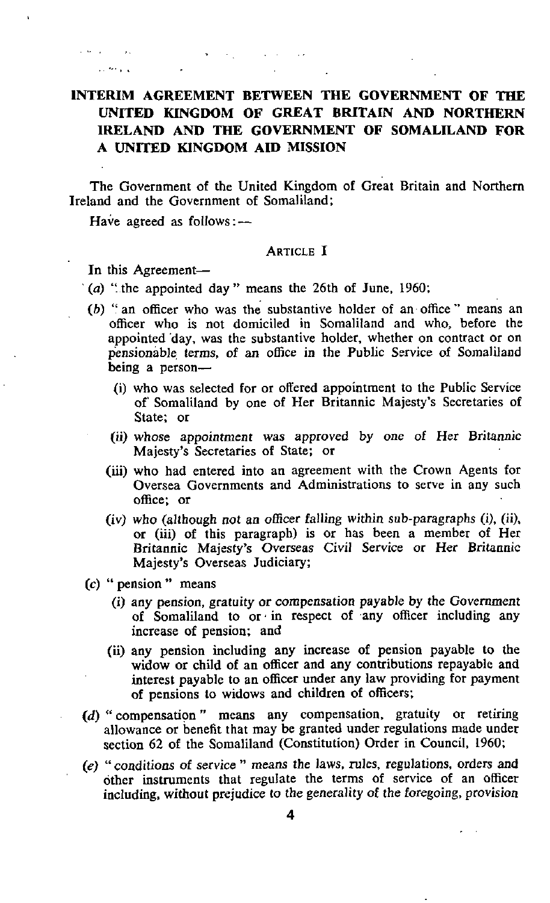# INTERIM AGREEMENT BETWEEN THE GOVERNMENT OF THE UNITED KINGDOM OF GREAT BRITAIN AND NORTHERN IRELAND AND THE GOVERNMENT OF SOMALILAND FOR A UNITED KINGDOM AID MISSION

The Government of the United Kingdom of Great Britain and Northern Ireland and the Government of Somaliland;

Have agreed as follows:—

## ARTICLE I

In this Agreement—

(*a*) "the appointed day" means the 26th of June, 1960;

(*b*) "an officer who was the substantive holder of an office" means an officer who is not domiciled in Somaliland and who, before the appointed day, was the substantive holder, whether on contract or on pensionable terms, of an office in the Public Service of Somaliland being a person—

- (i) who was selected for or offered appointment to the Public Service of Somaliland by one of Her Britannic Majesty's Secretaries of State; or
- (ii) whose appointment was approved by one of Her Britannic Majesty's Secretaries of State; or
- (iii) who had entered into an agreement with the Crown Agents for Oversea Governments and Administrations to serve in any such office; or
- (iv) who (although not an officer falling within sub-paragraphs (i), (ii), or (iii) of this paragraph) is or has been a member of Her Britannic Majesty's Overseas Civil Service or Her Britannic Majesty's Overseas Judiciary;

(*c*) "pension" means

- (i) any pension, gratuity or compensation payable by the Government of Somaliland to or in respect of any officer including any increase of pension; and
- (ii) any pension including any increase of pension payable to the widow or child of an officer and any contributions repayable and interest payable to an officer under any law providing for payment of pensions to widows and children of officers;

(*d*) "compensation" means any compensation, gratuity or retiring allowance or benefit that may be granted under regulations made under section 62 of the Somaliland (Constitution) Order in Council, 1960;

(*e*) "conditions of service" means the laws, rules, regulations, orders and other instruments that regulate the terms of service of an officer including, without prejudice to the generality of the foregoing, provision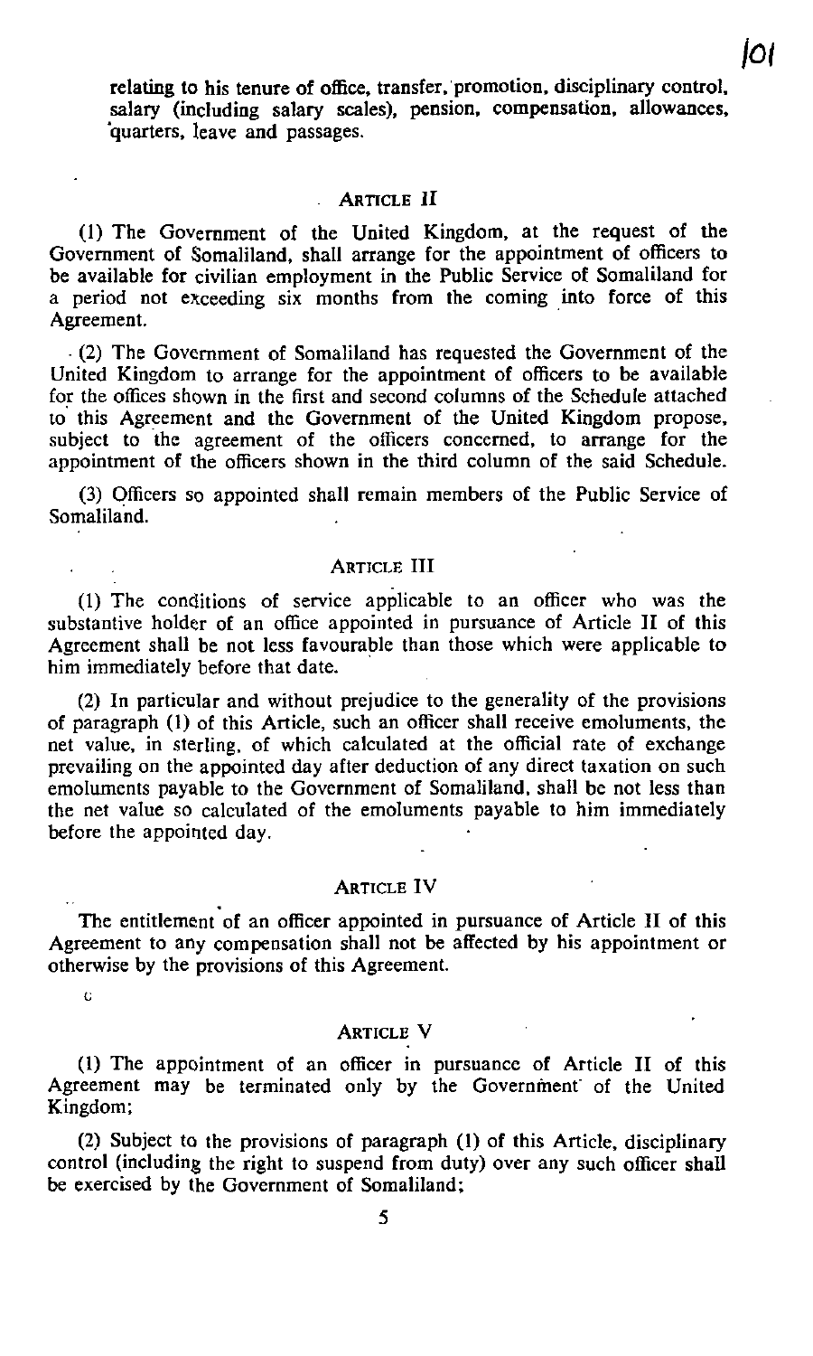relating to his tenure of office, transfer, promotion, disciplinary control, salary (including salary scales), pension, compensation, allowances, quarters, leave and passages.

### ARTICLE II

(1) The Government of the United Kingdom, at the request of the Government of Somaliland, shall arrange for the appointment of officers to be available for civilian employment in the Public Service of Somaliland for a period not exceeding six months from the coming into force of this Agreement.

(2) The Government of Somaliland has requested the Government of the United Kingdom to arrange for the appointment of officers to be available for the offices shown in the first and second columns of the Schedule attached to this Agreement and the Government of the United Kingdom propose, subject to the agreement of the officers concerned, to arrange for the appointment of the officers shown in the third column of the said Schedule.

(3) Officers so appointed shall remain members of the Public Service of Somaliland.

### ARTICLE III

(1) The conditions of service applicable to an officer who was the substantive holder of an office appointed in pursuance of Article II of this Agreement shall be not less favourable than those which were applicable to him immediately before that date.

(2) In particular and without prejudice to the generality of the provisions of paragraph (1) of this Article, such an officer shall receive emoluments, the net value, in sterling, of which calculated at the official rate of exchange prevailing on the appointed day after deduction of any direct taxation on such emoluments payable to the Government of Somaliland, shall be not less than the net value so calculated of the emoluments payable to him immediately before the appointed day.

### ARTICLE IV

The entitlement of an officer appointed in pursuance of Article II of this Agreement to any compensation shall not be affected by his appointment or otherwise by the provisions of this Agreement.

### ARTICLE V

(1) The appointment of an officer in pursuance of Article II of this Agreement may be terminated only by the Government of the United Kingdom;

(2) Subject to the provisions of paragraph (1) of this Article, disciplinary control (including the right to suspend from duty) over any such officer shall be exercised by the Government of Somaliland;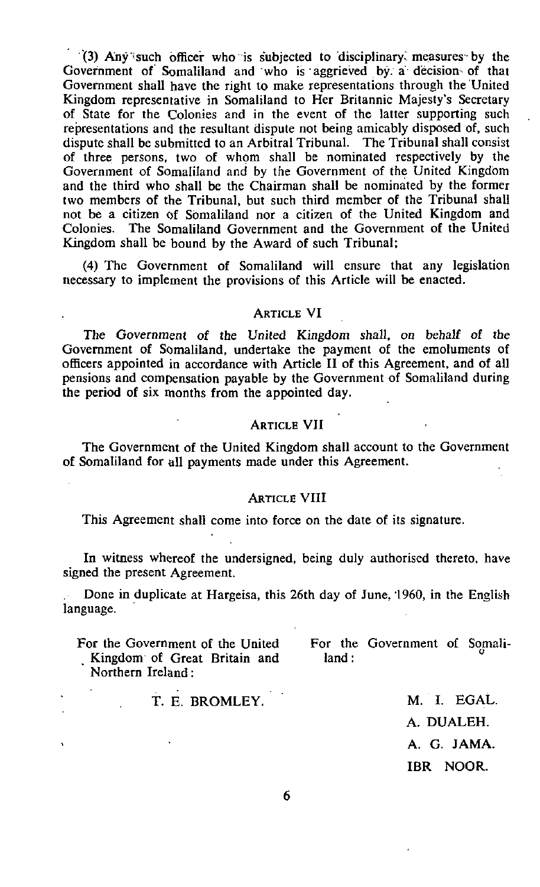(3) Any such officer who is subjected to disciplinary measures by the Government of Somaliland and who is aggrieved by a decision of that Government shall have the right to make representations through the United Kingdom representative in Somaliland to Her Britannic Majesty's Secretary of State for the Colonies and in the event of the latter supporting such representations and the resultant dispute not being amicably disposed of, such dispute shall be submitted to an Arbitral Tribunal. The Tribunal shall consist of three persons, two of whom shall be nominated respectively by the Government of Somaliland and by the Government of the United Kingdom and the third who shall be the Chairman shall be nominated by the former two members of the Tribunal, but such third member of the Tribunal shall not be a citizen of Somaliland nor a citizen of the United Kingdom and Colonies. The Somaliland Government and the Government of the United Kingdom shall be bound by the Award of such Tribunal;

(4) The Government of Somaliland will ensure that any legislation necessary to implement the provisions of this Article will be enacted.

### Article VI

The Government of the United Kingdom shall, on behalf of the Government of Somaliland, undertake the payment of the emoluments of officers appointed in accordance with Article II of this Agreement, and of all pensions and compensation payable by the Government of Somaliland during the period of six months from the appointed day.

### Article VII

The Government of the United Kingdom shall account to the Government of Somaliland for all payments made under this Agreement.

### Article VIII

This Agreement shall come into force on the date of its signature.

In witness whereof the undersigned, being duly authorised thereto, have signed the present Agreement.

Done in duplicate at Hargeisa, this 26th day of June, 1960, in the English language.

For the Government of the United Kingdom of Great Britain and Northern Ireland:

T. E. BROMLEY.

For the Government of Somaliland:

M. I. EGAL.

A. DUALEH.

A. G. JAMA.

IBR NOOR.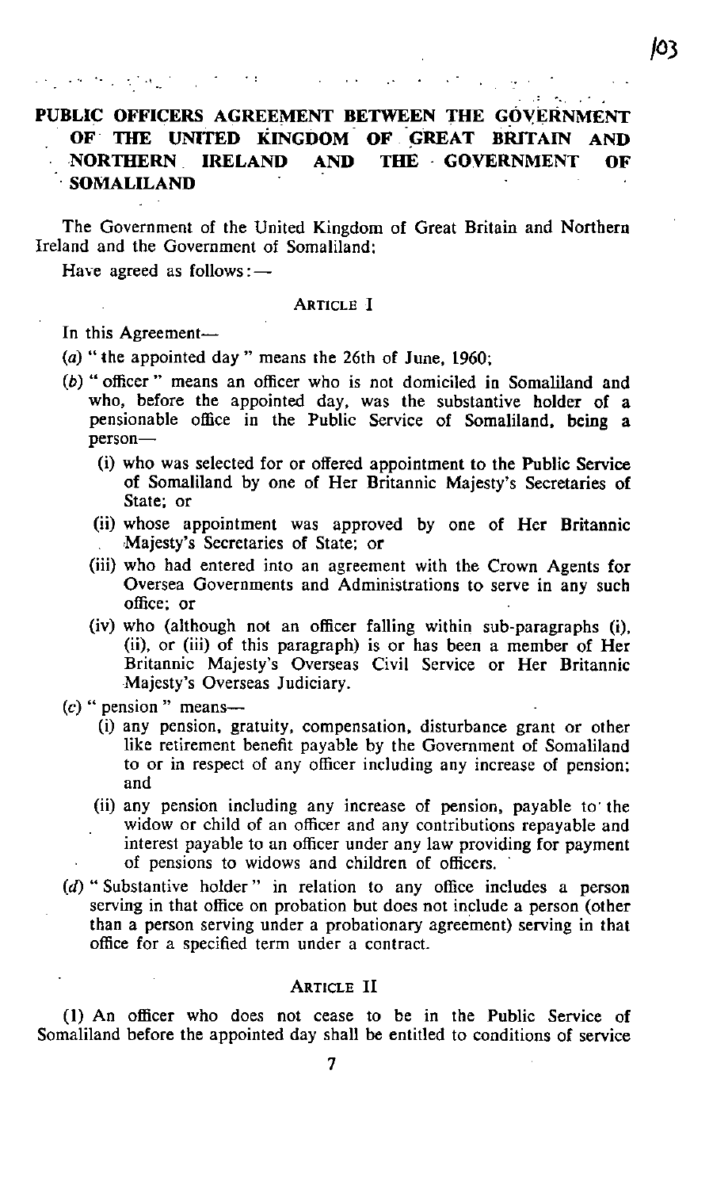# PUBLIC OFFICERS AGREEMENT BETWEEN THE GOVERNMENT OF THE UNITED KINGDOM OF GREAT BRITAIN AND NORTHERN IRELAND AND THE GOVERNMENT OF SOMALILAND

The Government of the United Kingdom of Great Britain and Northern Ireland and the Government of Somaliland:

Have agreed as follows:—

## ARTICLE I

In this Agreement—

(a) " the appointed day " means the 26th of June, 1960;

(b) " officer " means an officer who is not domiciled in Somaliland and who, before the appointed day, was the substantive holder of a pensionable office in the Public Service of Somaliland, being a person—

  (i) who was selected for or offered appointment to the Public Service of Somaliland by one of Her Britannic Majesty's Secretaries of State; or

  (ii) whose appointment was approved by one of Her Britannic Majesty's Secretaries of State; or

  (iii) who had entered into an agreement with the Crown Agents for Oversea Governments and Administrations to serve in any such office; or

  (iv) who (although not an officer falling within sub-paragraphs (i), (ii), or (iii) of this paragraph) is or has been a member of Her Britannic Majesty's Overseas Civil Service or Her Britannic Majesty's Overseas Judiciary.

(c) " pension " means—

  (i) any pension, gratuity, compensation, disturbance grant or other like retirement benefit payable by the Government of Somaliland to or in respect of any officer including any increase of pension; and

  (ii) any pension including any increase of pension, payable to the widow or child of an officer and any contributions repayable and interest payable to an officer under any law providing for payment of pensions to widows and children of officers.

(d) " Substantive holder " in relation to any office includes a person serving in that office on probation but does not include a person (other than a person serving under a probationary agreement) serving in that office for a specified term under a contract.

## ARTICLE II

(1) An officer who does not cease to be in the Public Service of Somaliland before the appointed day shall be entitled to conditions of service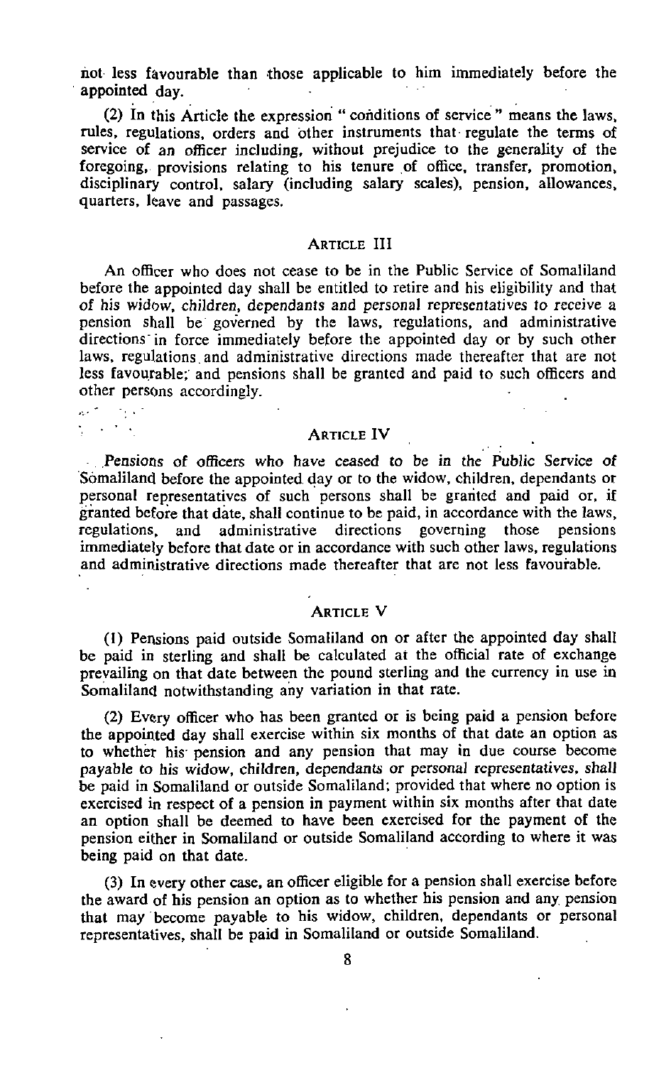not less favourable than those applicable to him immediately before the appointed day.

(2) In this Article the expression "conditions of service" means the laws, rules, regulations, orders and other instruments that regulate the terms of service of an officer including, without prejudice to the generality of the foregoing, provisions relating to his tenure of office, transfer, promotion, disciplinary control, salary (including salary scales), pension, allowances, quarters, leave and passages.

## ARTICLE III

An officer who does not cease to be in the Public Service of Somaliland before the appointed day shall be entitled to retire and his eligibility and that of his widow, children, dependants and personal representatives to receive a pension shall be governed by the laws, regulations, and administrative directions in force immediately before the appointed day or by such other laws, regulations and administrative directions made thereafter that are not less favourable; and pensions shall be granted and paid to such officers and other persons accordingly.

## ARTICLE IV

Pensions of officers who have ceased to be in the Public Service of Somaliland before the appointed day or to the widow, children, dependants or personal representatives of such persons shall be granted and paid or, if granted before that date, shall continue to be paid, in accordance with the laws, regulations, and administrative directions governing those pensions immediately before that date or in accordance with such other laws, regulations and administrative directions made thereafter that are not less favourable.

## ARTICLE V

(1) Pensions paid outside Somaliland on or after the appointed day shall be paid in sterling and shall be calculated at the official rate of exchange prevailing on that date between the pound sterling and the currency in use in Somaliland notwithstanding any variation in that rate.

(2) Every officer who has been granted or is being paid a pension before the appointed day shall exercise within six months of that date an option as to whether his pension and any pension that may in due course become payable to his widow, children, dependants or personal representatives, shall be paid in Somaliland or outside Somaliland; provided that where no option is exercised in respect of a pension in payment within six months after that date an option shall be deemed to have been exercised for the payment of the pension either in Somaliland or outside Somaliland according to where it was being paid on that date.

(3) In every other case, an officer eligible for a pension shall exercise before the award of his pension an option as to whether his pension and any pension that may become payable to his widow, children, dependants or personal representatives, shall be paid in Somaliland or outside Somaliland.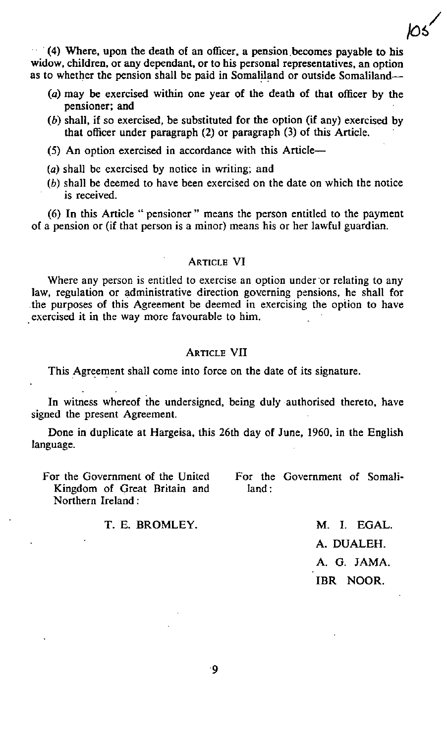(4) Where, upon the death of an officer, a pension becomes payable to his widow, children, or any dependant, or to his personal representatives, an option as to whether the pension shall be paid in Somaliland or outside Somaliland—

(*a*) may be exercised within one year of the death of that officer by the pensioner; and

(*b*) shall, if so exercised, be substituted for the option (if any) exercised by that officer under paragraph (2) or paragraph (3) of this Article.

(5) An option exercised in accordance with this Article—

(*a*) shall be exercised by notice in writing; and

(*b*) shall be deemed to have been exercised on the date on which the notice is received.

(6) In this Article " pensioner " means the person entitled to the payment of a pension or (if that person is a minor) means his or her lawful guardian.

## ARTICLE VI

Where any person is entitled to exercise an option under or relating to any law, regulation or administrative direction governing pensions, he shall for the purposes of this Agreement be deemed in exercising the option to have exercised it in the way more favourable to him.

## ARTICLE VII

This Agreement shall come into force on the date of its signature.

In witness whereof the undersigned, being duly authorised thereto, have signed the present Agreement.

Done in duplicate at Hargeisa, this 26th day of June, 1960, in the English language.

For the Government of the United Kingdom of Great Britain and Northern Ireland:

T. E. BROMLEY.

For the Government of Somaliland:

M. I. EGAL.

A. DUALEH.

A. G. JAMA.

IBR NOOR.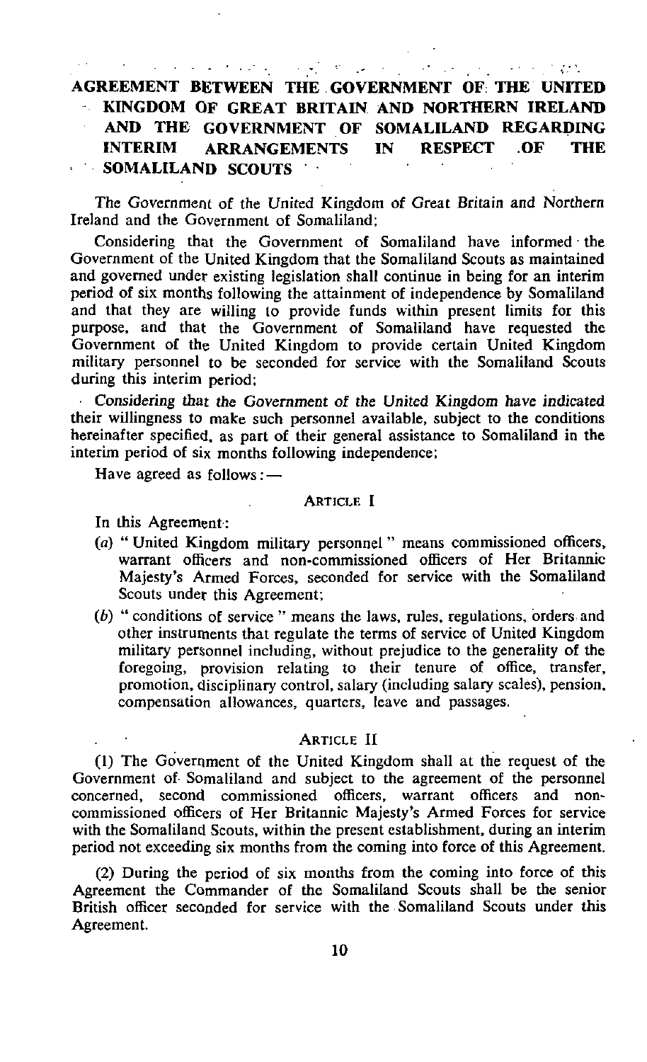# AGREEMENT BETWEEN THE GOVERNMENT OF THE UNITED KINGDOM OF GREAT BRITAIN AND NORTHERN IRELAND AND THE GOVERNMENT OF SOMALILAND REGARDING INTERIM ARRANGEMENTS IN RESPECT OF THE SOMALILAND SCOUTS

The Government of the United Kingdom of Great Britain and Northern Ireland and the Government of Somaliland;

Considering that the Government of Somaliland have informed the Government of the United Kingdom that the Somaliland Scouts as maintained and governed under existing legislation shall continue in being for an interim period of six months following the attainment of independence by Somaliland and that they are willing to provide funds within present limits for this purpose, and that the Government of Somaliland have requested the Government of the United Kingdom to provide certain United Kingdom military personnel to be seconded for service with the Somaliland Scouts during this interim period;

Considering that the Government of the United Kingdom have indicated their willingness to make such personnel available, subject to the conditions hereinafter specified, as part of their general assistance to Somaliland in the interim period of six months following independence;

Have agreed as follows:—

## ARTICLE I

In this Agreement:

(a) " United Kingdom military personnel " means commissioned officers, warrant officers and non-commissioned officers of Her Britannic Majesty's Armed Forces, seconded for service with the Somaliland Scouts under this Agreement;

(b) " conditions of service " means the laws, rules, regulations, orders and other instruments that regulate the terms of service of United Kingdom military personnel including, without prejudice to the generality of the foregoing, provision relating to their tenure of office, transfer, promotion, disciplinary control, salary (including salary scales), pension, compensation allowances, quarters, leave and passages.

## ARTICLE II

(1) The Government of the United Kingdom shall at the request of the Government of Somaliland and subject to the agreement of the personnel concerned, second commissioned officers, warrant officers and non-commissioned officers of Her Britannic Majesty's Armed Forces for service with the Somaliland Scouts, within the present establishment, during an interim period not exceeding six months from the coming into force of this Agreement.

(2) During the period of six months from the coming into force of this Agreement the Commander of the Somaliland Scouts shall be the senior British officer seconded for service with the Somaliland Scouts under this Agreement.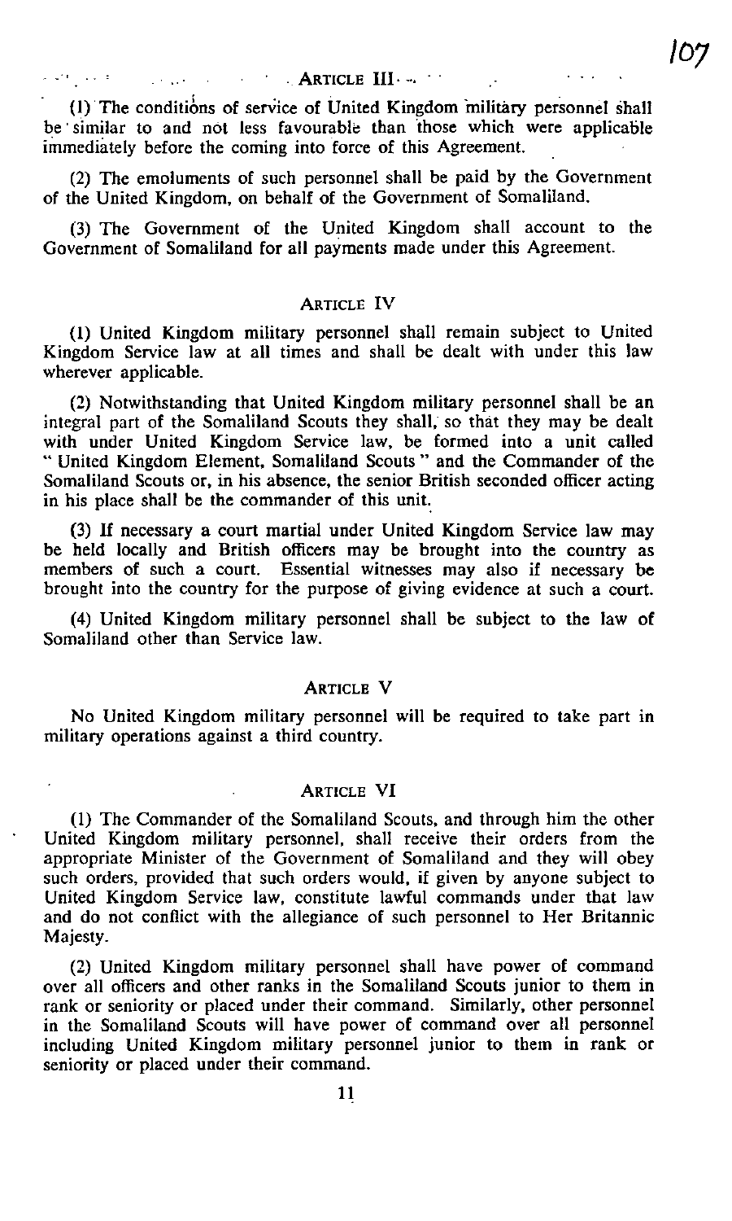## ARTICLE III

(1) The conditions of service of United Kingdom military personnel shall be similar to and not less favourable than those which were applicable immediately before the coming into force of this Agreement.

(2) The emoluments of such personnel shall be paid by the Government of the United Kingdom, on behalf of the Government of Somaliland.

(3) The Government of the United Kingdom shall account to the Government of Somaliland for all payments made under this Agreement.

## ARTICLE IV

(1) United Kingdom military personnel shall remain subject to United Kingdom Service law at all times and shall be dealt with under this law wherever applicable.

(2) Notwithstanding that United Kingdom military personnel shall be an integral part of the Somaliland Scouts they shall, so that they may be dealt with under United Kingdom Service law, be formed into a unit called "United Kingdom Element, Somaliland Scouts" and the Commander of the Somaliland Scouts or, in his absence, the senior British seconded officer acting in his place shall be the commander of this unit.

(3) If necessary a court martial under United Kingdom Service law may be held locally and British officers may be brought into the country as members of such a court. Essential witnesses may also if necessary be brought into the country for the purpose of giving evidence at such a court.

(4) United Kingdom military personnel shall be subject to the law of Somaliland other than Service law.

## ARTICLE V

No United Kingdom military personnel will be required to take part in military operations against a third country.

## ARTICLE VI

(1) The Commander of the Somaliland Scouts, and through him the other United Kingdom military personnel, shall receive their orders from the appropriate Minister of the Government of Somaliland and they will obey such orders, provided that such orders would, if given by anyone subject to United Kingdom Service law, constitute lawful commands under that law and do not conflict with the allegiance of such personnel to Her Britannic Majesty.

(2) United Kingdom military personnel shall have power of command over all officers and other ranks in the Somaliland Scouts junior to them in rank or seniority or placed under their command. Similarly, other personnel in the Somaliland Scouts will have power of command over all personnel including United Kingdom military personnel junior to them in rank or seniority or placed under their command.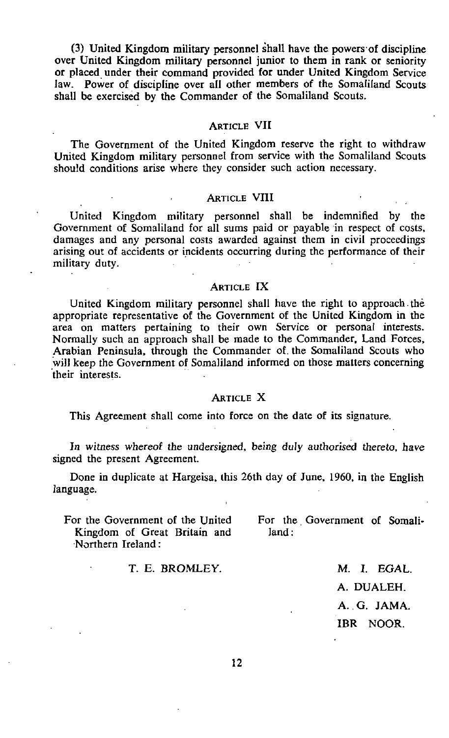(3) United Kingdom military personnel shall have the powers of discipline over United Kingdom military personnel junior to them in rank or seniority or placed under their command provided for under United Kingdom Service law. Power of discipline over all other members of the Somaliland Scouts shall be exercised by the Commander of the Somaliland Scouts.

## ARTICLE VII

The Government of the United Kingdom reserve the right to withdraw United Kingdom military personnel from service with the Somaliland Scouts should conditions arise where they consider such action necessary.

## ARTICLE VIII

United Kingdom military personnel shall be indemnified by the Government of Somaliland for all sums paid or payable in respect of costs, damages and any personal costs awarded against them in civil proceedings arising out of accidents or incidents occurring during the performance of their military duty.

## ARTICLE IX

United Kingdom military personnel shall have the right to approach the appropriate representative of the Government of the United Kingdom in the area on matters pertaining to their own Service or personal interests. Normally such an approach shall be made to the Commander, Land Forces, Arabian Peninsula, through the Commander of the Somaliland Scouts who will keep the Government of Somaliland informed on those matters concerning their interests.

## ARTICLE X

This Agreement shall come into force on the date of its signature.

*In witness whereof the undersigned, being duly authorised thereto, have signed the present Agreement.*

Done in duplicate at Hargeisa, this 26th day of June, 1960, in the English language.

For the Government of the United Kingdom of Great Britain and Northern Ireland:

T. E. BROMLEY.

For the Government of Somaliland:

M. I. EGAL.

A. DUALEH.

A. G. JAMA.

IBR NOOR.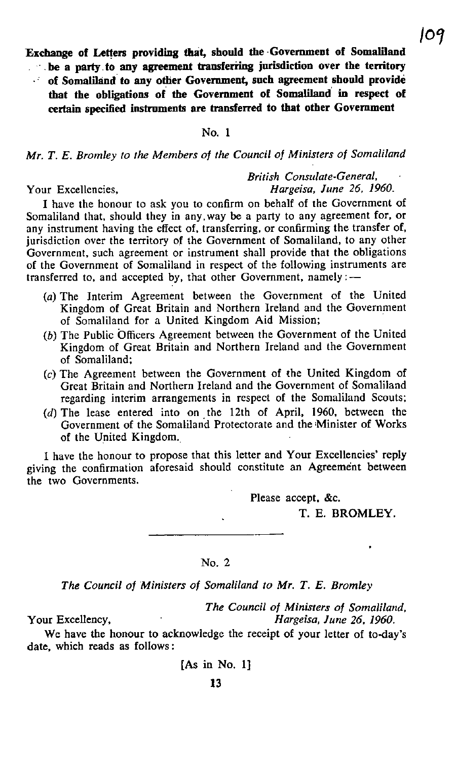**Exchange of Letters providing that, should the Government of Somaliland be a party to any agreement transferring jurisdiction over the territory of Somaliland to any other Government, such agreement should provide that the obligations of the Government of Somaliland in respect of certain specified instruments are transferred to that other Government**

No. 1

*Mr. T. E. Bromley to the Members of the Council of Ministers of Somaliland*

*British Consulate-General,*
*Hargeisa, June 26, 1960.*

Your Excellencies,

I have the honour to ask you to confirm on behalf of the Government of Somaliland that, should they in any way be a party to any agreement for, or any instrument having the effect of, transferring, or confirming the transfer of, jurisdiction over the territory of the Government of Somaliland, to any other Government, such agreement or instrument shall provide that the obligations of the Government of Somaliland in respect of the following instruments are transferred to, and accepted by, that other Government, namely:—

(*a*) The Interim Agreement between the Government of the United Kingdom of Great Britain and Northern Ireland and the Government of Somaliland for a United Kingdom Aid Mission;

(*b*) The Public Officers Agreement between the Government of the United Kingdom of Great Britain and Northern Ireland and the Government of Somaliland;

(*c*) The Agreement between the Government of the United Kingdom of Great Britain and Northern Ireland and the Government of Somaliland regarding interim arrangements in respect of the Somaliland Scouts;

(*d*) The lease entered into on the 12th of April, 1960, between the Government of the Somaliland Protectorate and the Minister of Works of the United Kingdom.

I have the honour to propose that this letter and Your Excellencies' reply giving the confirmation aforesaid should constitute an Agreement between the two Governments.

Please accept, &c.

T. E. BROMLEY.

---

No. 2

*The Council of Ministers of Somaliland to Mr. T. E. Bromley*

*The Council of Ministers of Somaliland,*
*Hargeisa, June 26, 1960.*

Your Excellency,

We have the honour to acknowledge the receipt of your letter of to-day's date, which reads as follows:

[As in No. 1]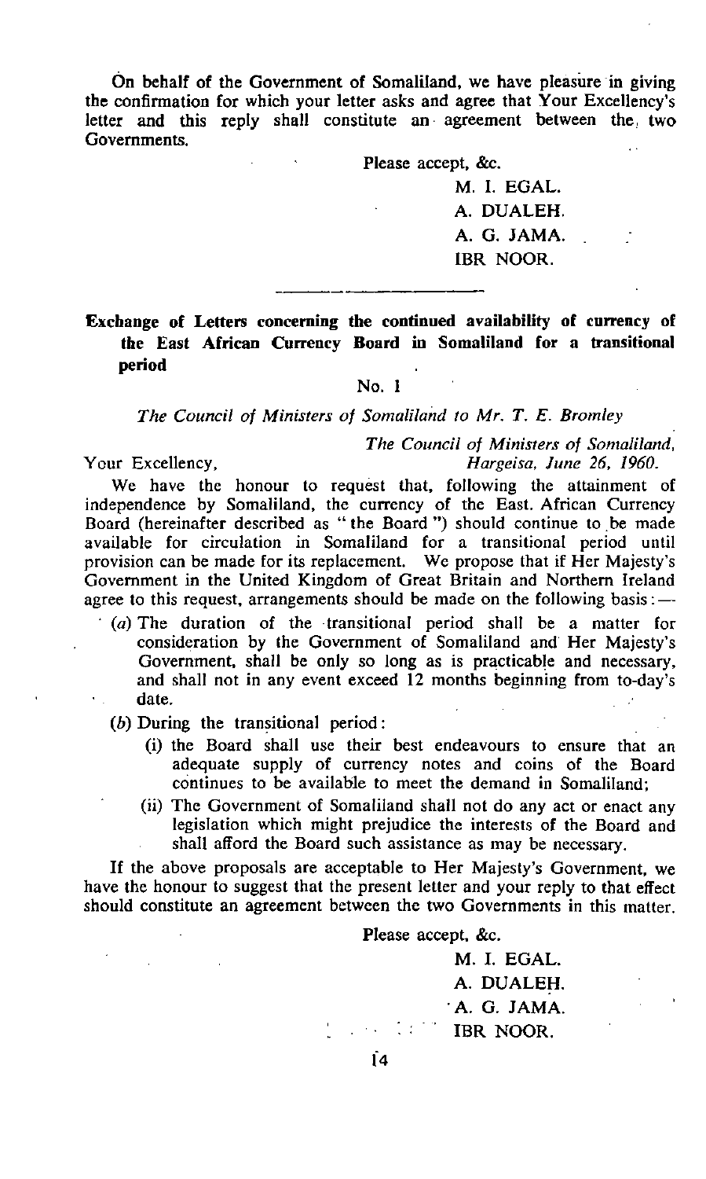On behalf of the Government of Somaliland, we have pleasure in giving the confirmation for which your letter asks and agree that Your Excellency's letter and this reply shall constitute an agreement between the two Governments.

Please accept, &c.

M. I. EGAL.
A. DUALEH.
A. G. JAMA.
IBR NOOR.

---

**Exchange of Letters concerning the continued availability of currency of the East African Currency Board in Somaliland for a transitional period**

No. 1

*The Council of Ministers of Somaliland to Mr. T. E. Bromley*

*The Council of Ministers of Somaliland,*
*Hargeisa, June 26, 1960.*

Your Excellency,

We have the honour to request that, following the attainment of independence by Somaliland, the currency of the East African Currency Board (hereinafter described as "the Board") should continue to be made available for circulation in Somaliland for a transitional period until provision can be made for its replacement. We propose that if Her Majesty's Government in the United Kingdom of Great Britain and Northern Ireland agree to this request, arrangements should be made on the following basis:—

(*a*) The duration of the transitional period shall be a matter for consideration by the Government of Somaliland and Her Majesty's Government, shall be only so long as is practicable and necessary, and shall not in any event exceed 12 months beginning from to-day's date.

(*b*) During the transitional period:

(i) the Board shall use their best endeavours to ensure that an adequate supply of currency notes and coins of the Board continues to be available to meet the demand in Somaliland;

(ii) The Government of Somaliland shall not do any act or enact any legislation which might prejudice the interests of the Board and shall afford the Board such assistance as may be necessary.

If the above proposals are acceptable to Her Majesty's Government, we have the honour to suggest that the present letter and your reply to that effect should constitute an agreement between the two Governments in this matter.

Please accept, &c.

M. I. EGAL.
A. DUALEH.
A. G. JAMA.
IBR NOOR.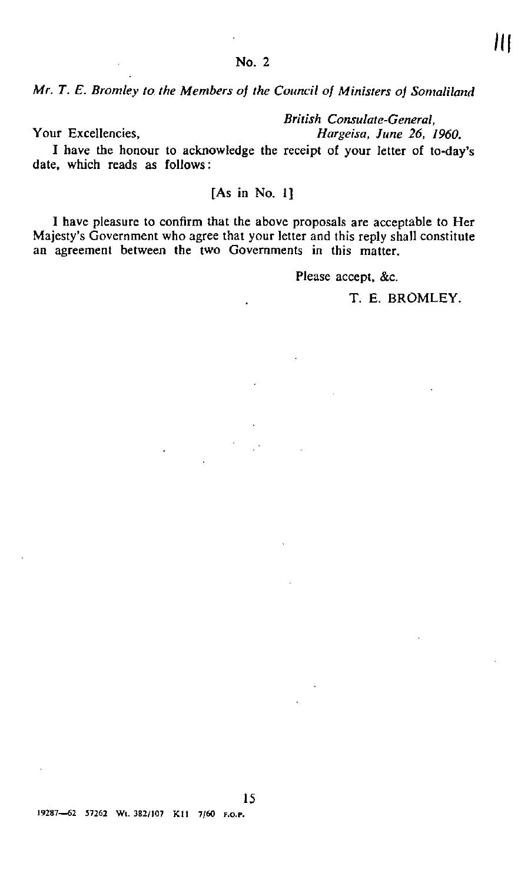## No. 2

*Mr. T. E. Bromley to the Members of the Council of Ministers of Somaliland*

*British Consulate-General,*
*Hargeisa, June 26, 1960.*

Your Excellencies,

I have the honour to acknowledge the receipt of your letter of to-day's date, which reads as follows:

[As in No. 1]

I have pleasure to confirm that the above proposals are acceptable to Her Majesty's Government who agree that your letter and this reply shall constitute an agreement between the two Governments in this matter.

Please accept, &c.

T. E. BROMLEY.

19287—62 57262 Wt. 382/107 K11 7/60 F.O.P.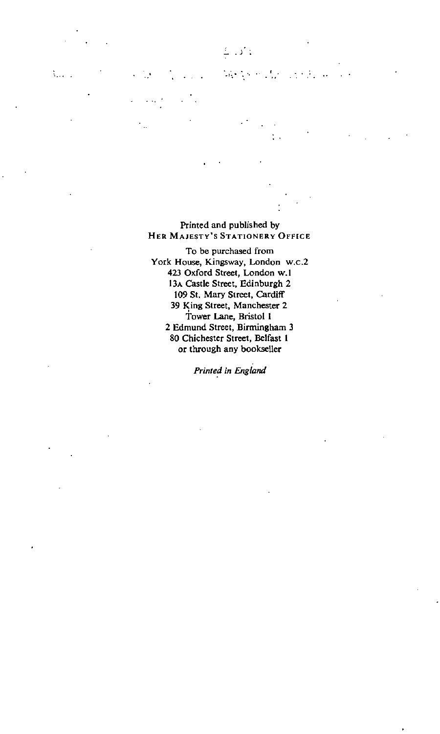Printed and published by
HER MAJESTY'S STATIONERY OFFICE

To be purchased from
York House, Kingsway, London W.C.2
423 Oxford Street, London W.1
13A Castle Street, Edinburgh 2
109 St. Mary Street, Cardiff
39 King Street, Manchester 2
Tower Lane, Bristol 1
2 Edmund Street, Birmingham 3
80 Chichester Street, Belfast 1
or through any bookseller

*Printed in England*